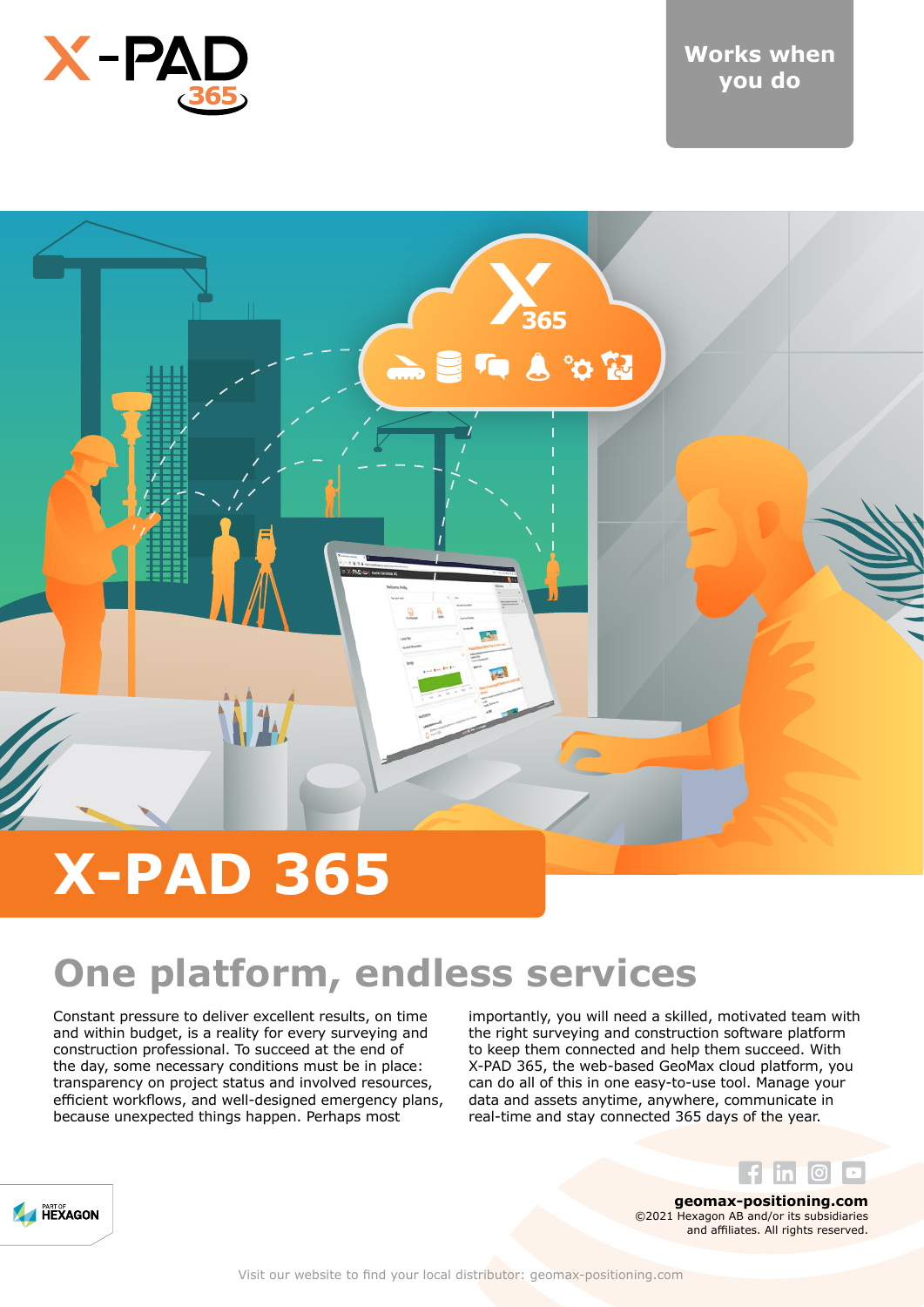Works when you do

# X-PAD 365

## One platform, endless services

Constant pressure to deliver excellent results, on time and within budget, is a reality for every surveying and construction professional. To succeed at the end of the day, some necessary conditions must be in place: transparency on project status and involved resources, efficient workflows, and well-designed emergency plans, because unexpected things happen. Perhaps most importantly, you will need a skilled, motivated team with the right surveying and construction software platform to keep them connected and help them succeed. With X-PAD 365, the web-based GeoMax cloud platform, you can do all of this in one easy-to-use tool. Manage your data and assets anytime, anywhere, communicate in real-time and stay connected 365 days of the year.

PART OF HEXAGON

**geomax-positioning.com**
©2021 Hexagon AB and/or its subsidiaries and affiliates. All rights reserved.

Visit our website to find your local distributor: geomax-positioning.com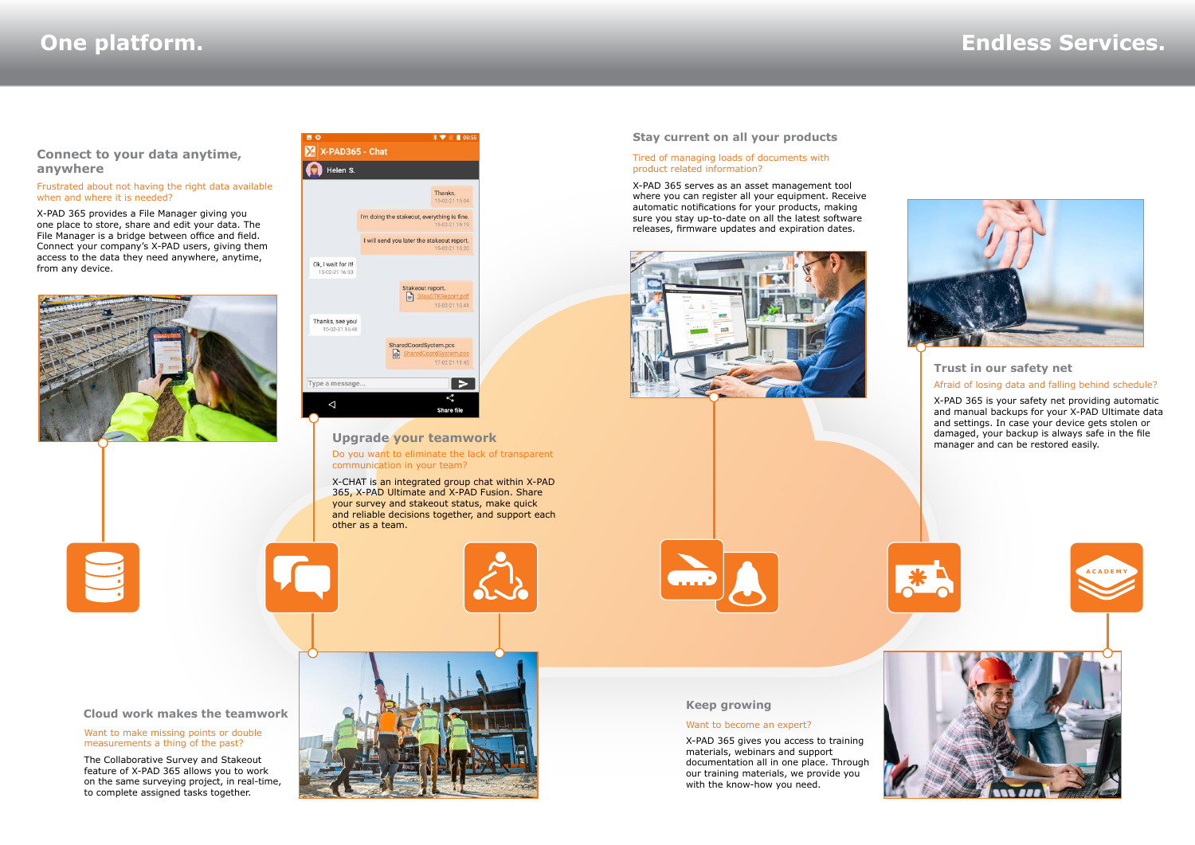# One platform. Endless Services.

## Connect to your data anytime, anywhere

Frustrated about not having the right data available when and where it is needed?

X-PAD 365 provides a File Manager giving you one place to store, share and edit your data. The File Manager is a bridge between office and field. Connect your company's X-PAD users, giving them access to the data they need anywhere, anytime, from any device.

## Upgrade your teamwork

Do you want to eliminate the lack of transparent communication in your team?

X-CHAT is an integrated group chat within X-PAD 365, X-PAD Ultimate and X-PAD Fusion. Share your survey and stakeout status, make quick and reliable decisions together, and support each other as a team.

## Cloud work makes the teamwork

Want to make missing points or double measurements a thing of the past?

The Collaborative Survey and Stakeout feature of X-PAD 365 allows you to work on the same surveying project, in real-time, to complete assigned tasks together.

## Stay current on all your products

Tired of managing loads of documents with product related information?

X-PAD 365 serves as an asset management tool where you can register all your equipment. Receive automatic notifications for your products, making sure you stay up-to-date on all the latest software releases, firmware updates and expiration dates.

## Trust in our safety net

Afraid of losing data and falling behind schedule?

X-PAD 365 is your safety net providing automatic and manual backups for your X-PAD Ultimate data and settings. In case your device gets stolen or damaged, your backup is always safe in the file manager and can be restored easily.

## Keep growing

Want to become an expert?

X-PAD 365 gives you access to training materials, webinars and support documentation all in one place. Through our training materials, we provide you with the know-how you need.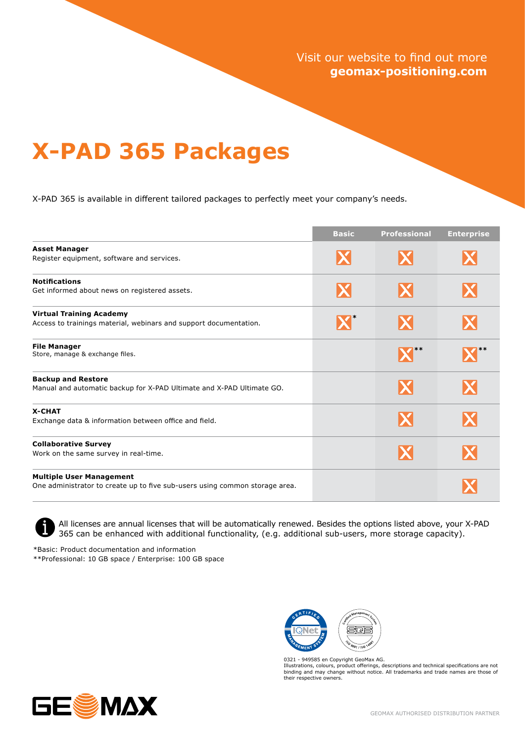Visit our website to find out more
**geomax-positioning.com**

# X-PAD 365 Packages

X-PAD 365 is available in different tailored packages to perfectly meet your company's needs.

| | Basic | Professional | Enterprise |
|---|---|---|---|
| **Asset Manager**<br>Register equipment, software and services. | X | X | X |
| **Notifications**<br>Get informed about news on registered assets. | X | X | X |
| **Virtual Training Academy**<br>Access to trainings material, webinars and support documentation. | X* | X | X |
| **File Manager**<br>Store, manage & exchange files. | | X** | X** |
| **Backup and Restore**<br>Manual and automatic backup for X-PAD Ultimate and X-PAD Ultimate GO. | | X | X |
| **X-CHAT**<br>Exchange data & information between office and field. | | X | X |
| **Collaborative Survey**<br>Work on the same survey in real-time. | | X | X |
| **Multiple User Management**<br>One administrator to create up to five sub-users using common storage area. | | | X |

All licenses are annual licenses that will be automatically renewed. Besides the options listed above, your X-PAD 365 can be enhanced with additional functionality, (e.g. additional sub-users, more storage capacity).

*Basic: Product documentation and information
**Professional: 10 GB space / Enterprise: 100 GB space

0321 - 949585 en Copyright GeoMax AG.
Illustrations, colours, product offerings, descriptions and technical specifications are not binding and may change without notice. All trademarks and trade names are those of their respective owners.

GEOMAX AUTHORISED DISTRIBUTION PARTNER